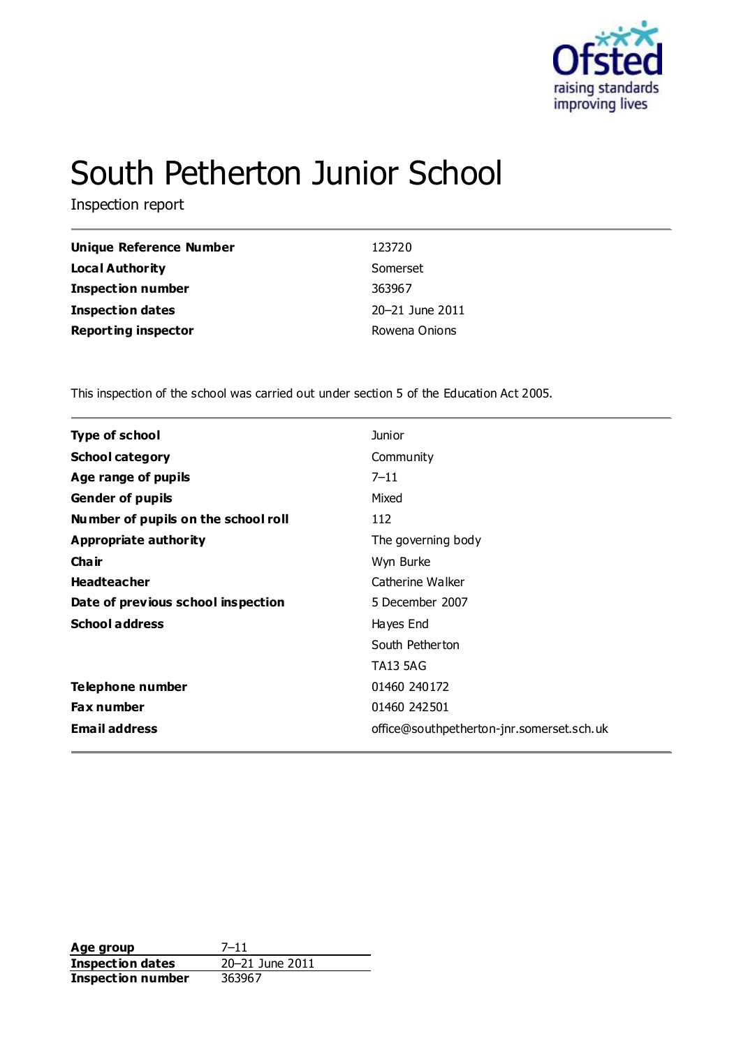# South Petherton Junior School

Inspection report

| | |
|---|---|
| **Unique Reference Number** | 123720 |
| **Local Authority** | Somerset |
| **Inspection number** | 363967 |
| **Inspection dates** | 20–21 June 2011 |
| **Reporting inspector** | Rowena Onions |

This inspection of the school was carried out under section 5 of the Education Act 2005.

| | |
|---|---|
| **Type of school** | Junior |
| **School category** | Community |
| **Age range of pupils** | 7–11 |
| **Gender of pupils** | Mixed |
| **Number of pupils on the school roll** | 112 |
| **Appropriate authority** | The governing body |
| **Chair** | Wyn Burke |
| **Headteacher** | Catherine Walker |
| **Date of previous school inspection** | 5 December 2007 |
| **School address** | Hayes End<br>South Petherton<br>TA13 5AG |
| **Telephone number** | 01460 240172 |
| **Fax number** | 01460 242501 |
| **Email address** | office@southpetherton-jnr.somerset.sch.uk |

| | |
|---|---|
| **Age group** | 7–11 |
| **Inspection dates** | 20–21 June 2011 |
| **Inspection number** | 363967 |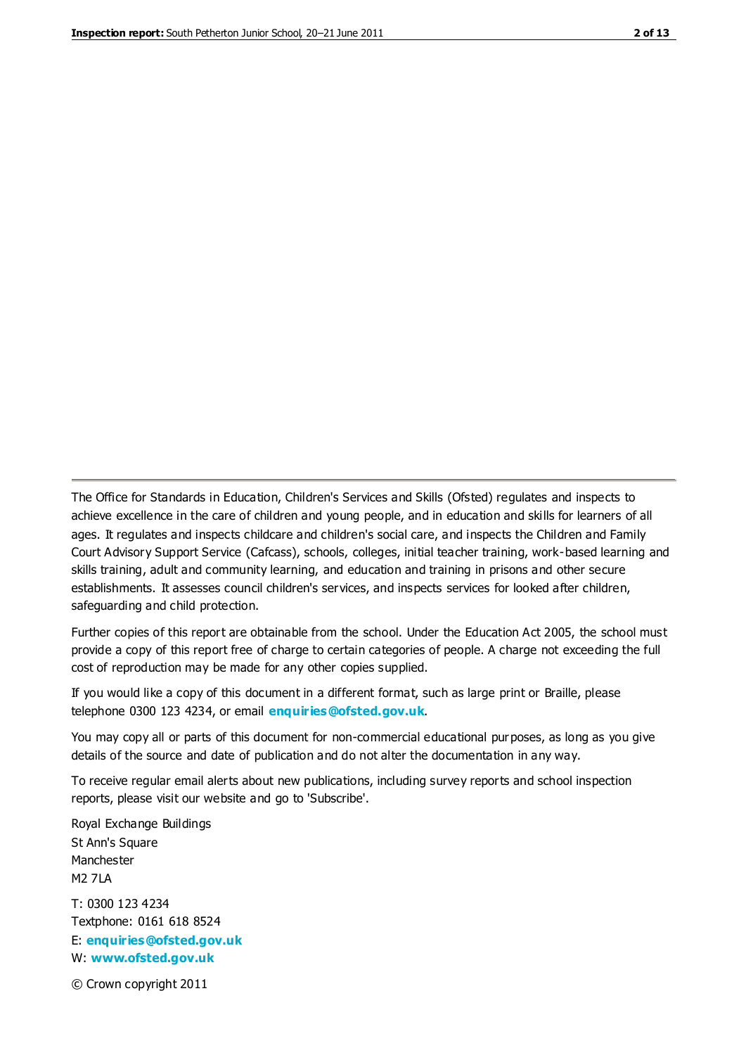The Office for Standards in Education, Children's Services and Skills (Ofsted) regulates and inspects to achieve excellence in the care of children and young people, and in education and skills for learners of all ages. It regulates and inspects childcare and children's social care, and inspects the Children and Family Court Advisory Support Service (Cafcass), schools, colleges, initial teacher training, work-based learning and skills training, adult and community learning, and education and training in prisons and other secure establishments. It assesses council children's services, and inspects services for looked after children, safeguarding and child protection.

Further copies of this report are obtainable from the school. Under the Education Act 2005, the school must provide a copy of this report free of charge to certain categories of people. A charge not exceeding the full cost of reproduction may be made for any other copies supplied.

If you would like a copy of this document in a different format, such as large print or Braille, please telephone 0300 123 4234, or email **enquiries@ofsted.gov.uk**.

You may copy all or parts of this document for non-commercial educational purposes, as long as you give details of the source and date of publication and do not alter the documentation in any way.

To receive regular email alerts about new publications, including survey reports and school inspection reports, please visit our website and go to 'Subscribe'.

Royal Exchange Buildings
St Ann's Square
Manchester
M2 7LA

T: 0300 123 4234
Textphone: 0161 618 8524
E: **enquiries@ofsted.gov.uk**
W: **www.ofsted.gov.uk**

© Crown copyright 2011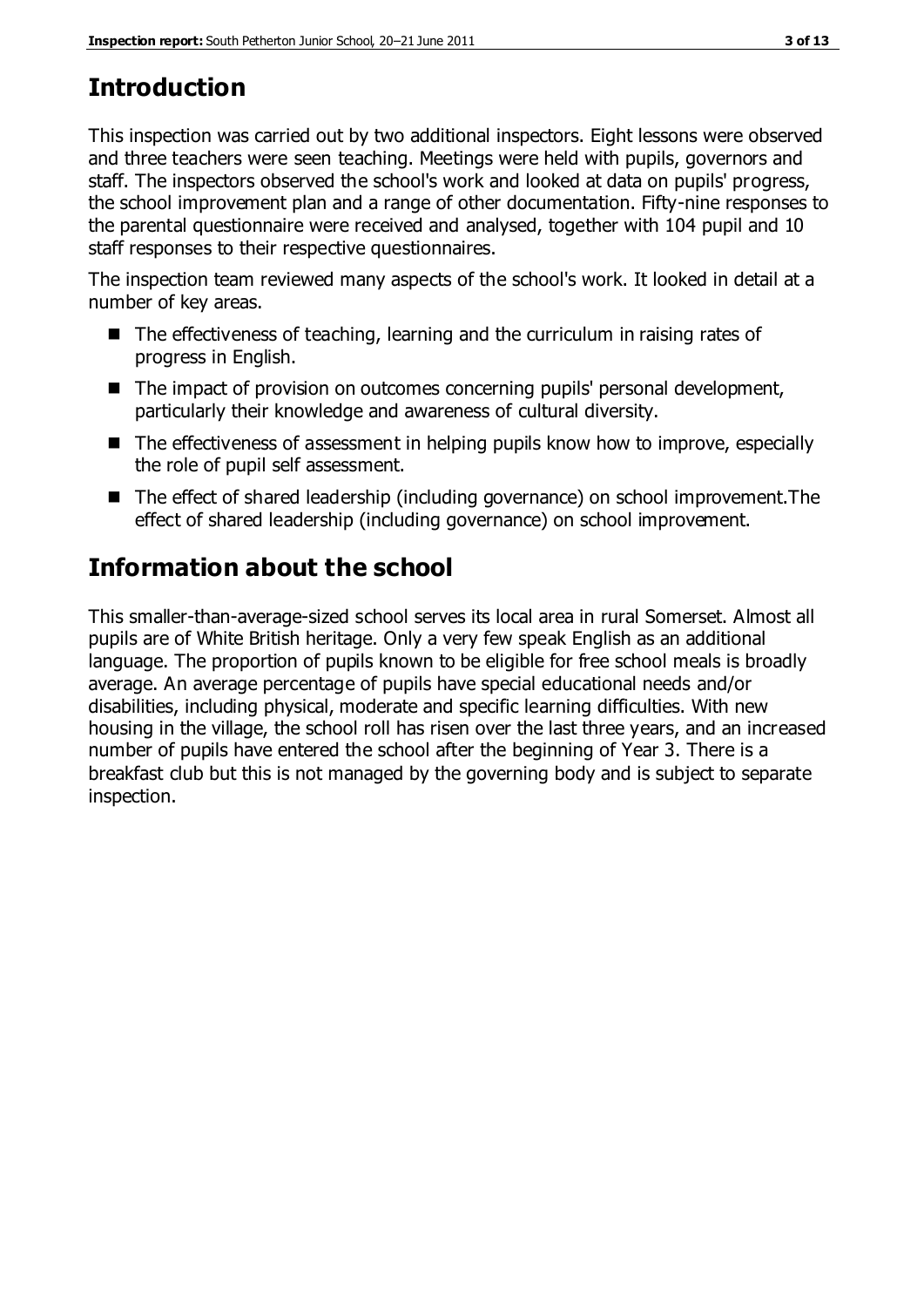## Introduction

This inspection was carried out by two additional inspectors. Eight lessons were observed and three teachers were seen teaching. Meetings were held with pupils, governors and staff. The inspectors observed the school's work and looked at data on pupils' progress, the school improvement plan and a range of other documentation. Fifty-nine responses to the parental questionnaire were received and analysed, together with 104 pupil and 10 staff responses to their respective questionnaires.

The inspection team reviewed many aspects of the school's work. It looked in detail at a number of key areas.

- The effectiveness of teaching, learning and the curriculum in raising rates of progress in English.
- The impact of provision on outcomes concerning pupils' personal development, particularly their knowledge and awareness of cultural diversity.
- The effectiveness of assessment in helping pupils know how to improve, especially the role of pupil self assessment.
- The effect of shared leadership (including governance) on school improvement.The effect of shared leadership (including governance) on school improvement.

## Information about the school

This smaller-than-average-sized school serves its local area in rural Somerset. Almost all pupils are of White British heritage. Only a very few speak English as an additional language. The proportion of pupils known to be eligible for free school meals is broadly average. An average percentage of pupils have special educational needs and/or disabilities, including physical, moderate and specific learning difficulties. With new housing in the village, the school roll has risen over the last three years, and an increased number of pupils have entered the school after the beginning of Year 3. There is a breakfast club but this is not managed by the governing body and is subject to separate inspection.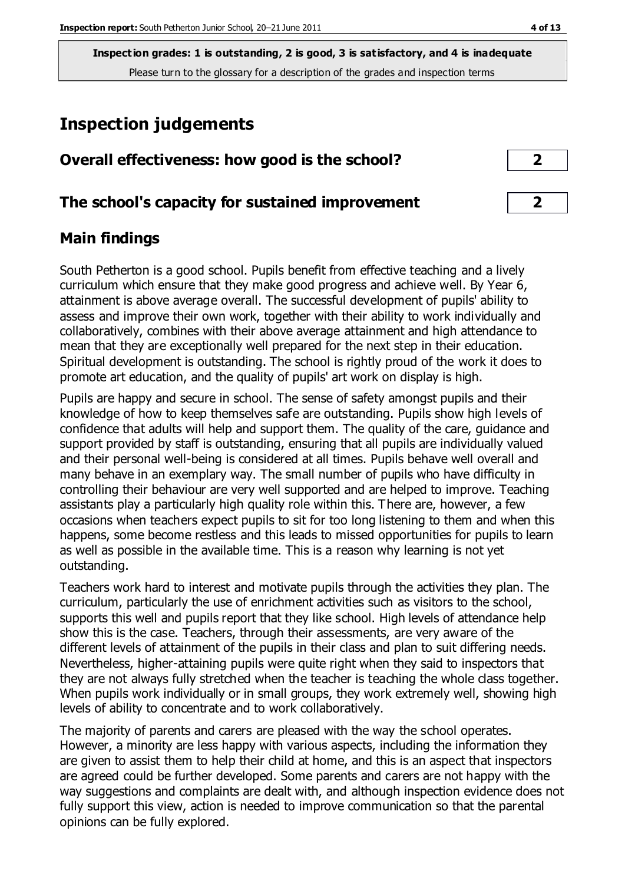**Inspection grades: 1 is outstanding, 2 is good, 3 is satisfactory, and 4 is inadequate**
Please turn to the glossary for a description of the grades and inspection terms

# Inspection judgements

## Overall effectiveness: how good is the school? 2

## The school's capacity for sustained improvement 2

## Main findings

South Petherton is a good school. Pupils benefit from effective teaching and a lively curriculum which ensure that they make good progress and achieve well. By Year 6, attainment is above average overall. The successful development of pupils' ability to assess and improve their own work, together with their ability to work individually and collaboratively, combines with their above average attainment and high attendance to mean that they are exceptionally well prepared for the next step in their education. Spiritual development is outstanding. The school is rightly proud of the work it does to promote art education, and the quality of pupils' art work on display is high.

Pupils are happy and secure in school. The sense of safety amongst pupils and their knowledge of how to keep themselves safe are outstanding. Pupils show high levels of confidence that adults will help and support them. The quality of the care, guidance and support provided by staff is outstanding, ensuring that all pupils are individually valued and their personal well-being is considered at all times. Pupils behave well overall and many behave in an exemplary way. The small number of pupils who have difficulty in controlling their behaviour are very well supported and are helped to improve. Teaching assistants play a particularly high quality role within this. There are, however, a few occasions when teachers expect pupils to sit for too long listening to them and when this happens, some become restless and this leads to missed opportunities for pupils to learn as well as possible in the available time. This is a reason why learning is not yet outstanding.

Teachers work hard to interest and motivate pupils through the activities they plan. The curriculum, particularly the use of enrichment activities such as visitors to the school, supports this well and pupils report that they like school. High levels of attendance help show this is the case. Teachers, through their assessments, are very aware of the different levels of attainment of the pupils in their class and plan to suit differing needs. Nevertheless, higher-attaining pupils were quite right when they said to inspectors that they are not always fully stretched when the teacher is teaching the whole class together. When pupils work individually or in small groups, they work extremely well, showing high levels of ability to concentrate and to work collaboratively.

The majority of parents and carers are pleased with the way the school operates. However, a minority are less happy with various aspects, including the information they are given to assist them to help their child at home, and this is an aspect that inspectors are agreed could be further developed. Some parents and carers are not happy with the way suggestions and complaints are dealt with, and although inspection evidence does not fully support this view, action is needed to improve communication so that the parental opinions can be fully explored.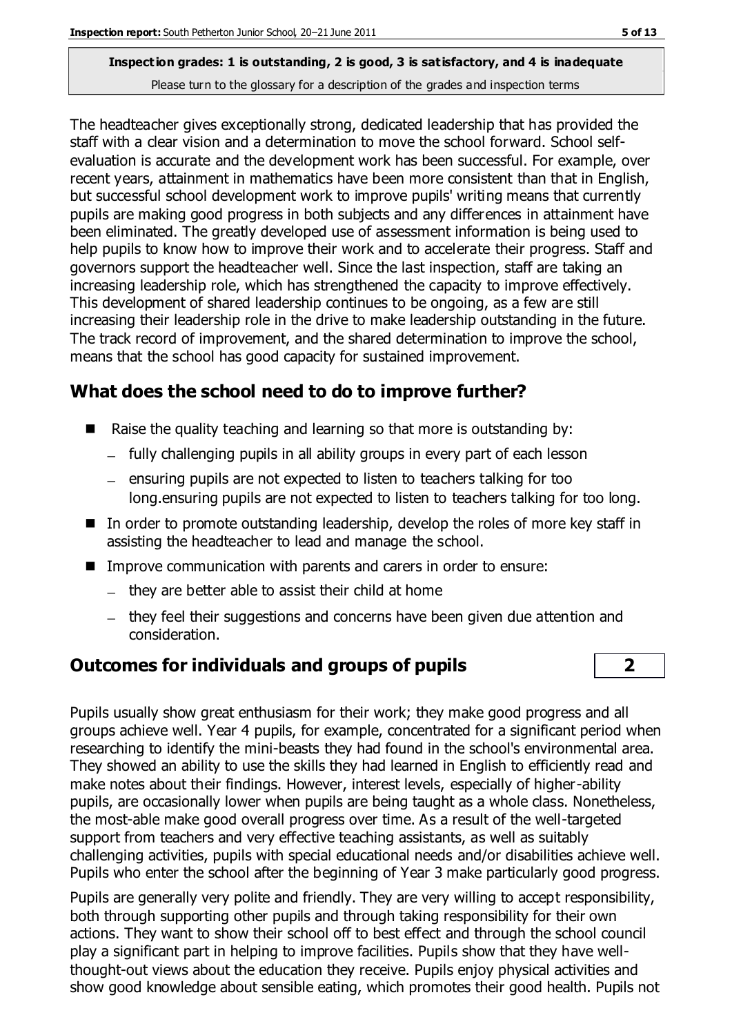**Inspection grades: 1 is outstanding, 2 is good, 3 is satisfactory, and 4 is inadequate**
Please turn to the glossary for a description of the grades and inspection terms

The headteacher gives exceptionally strong, dedicated leadership that has provided the staff with a clear vision and a determination to move the school forward. School self-evaluation is accurate and the development work has been successful. For example, over recent years, attainment in mathematics have been more consistent than that in English, but successful school development work to improve pupils' writing means that currently pupils are making good progress in both subjects and any differences in attainment have been eliminated. The greatly developed use of assessment information is being used to help pupils to know how to improve their work and to accelerate their progress. Staff and governors support the headteacher well. Since the last inspection, staff are taking an increasing leadership role, which has strengthened the capacity to improve effectively. This development of shared leadership continues to be ongoing, as a few are still increasing their leadership role in the drive to make leadership outstanding in the future. The track record of improvement, and the shared determination to improve the school, means that the school has good capacity for sustained improvement.

## What does the school need to do to improve further?

- Raise the quality teaching and learning so that more is outstanding by:
  - fully challenging pupils in all ability groups in every part of each lesson
  - ensuring pupils are not expected to listen to teachers talking for too long.ensuring pupils are not expected to listen to teachers talking for too long.
- In order to promote outstanding leadership, develop the roles of more key staff in assisting the headteacher to lead and manage the school.
- Improve communication with parents and carers in order to ensure:
  - they are better able to assist their child at home
  - they feel their suggestions and concerns have been given due attention and consideration.

## Outcomes for individuals and groups of pupils | 2

Pupils usually show great enthusiasm for their work; they make good progress and all groups achieve well. Year 4 pupils, for example, concentrated for a significant period when researching to identify the mini-beasts they had found in the school's environmental area. They showed an ability to use the skills they had learned in English to efficiently read and make notes about their findings. However, interest levels, especially of higher-ability pupils, are occasionally lower when pupils are being taught as a whole class. Nonetheless, the most-able make good overall progress over time. As a result of the well-targeted support from teachers and very effective teaching assistants, as well as suitably challenging activities, pupils with special educational needs and/or disabilities achieve well. Pupils who enter the school after the beginning of Year 3 make particularly good progress.

Pupils are generally very polite and friendly. They are very willing to accept responsibility, both through supporting other pupils and through taking responsibility for their own actions. They want to show their school off to best effect and through the school council play a significant part in helping to improve facilities. Pupils show that they have well-thought-out views about the education they receive. Pupils enjoy physical activities and show good knowledge about sensible eating, which promotes their good health. Pupils not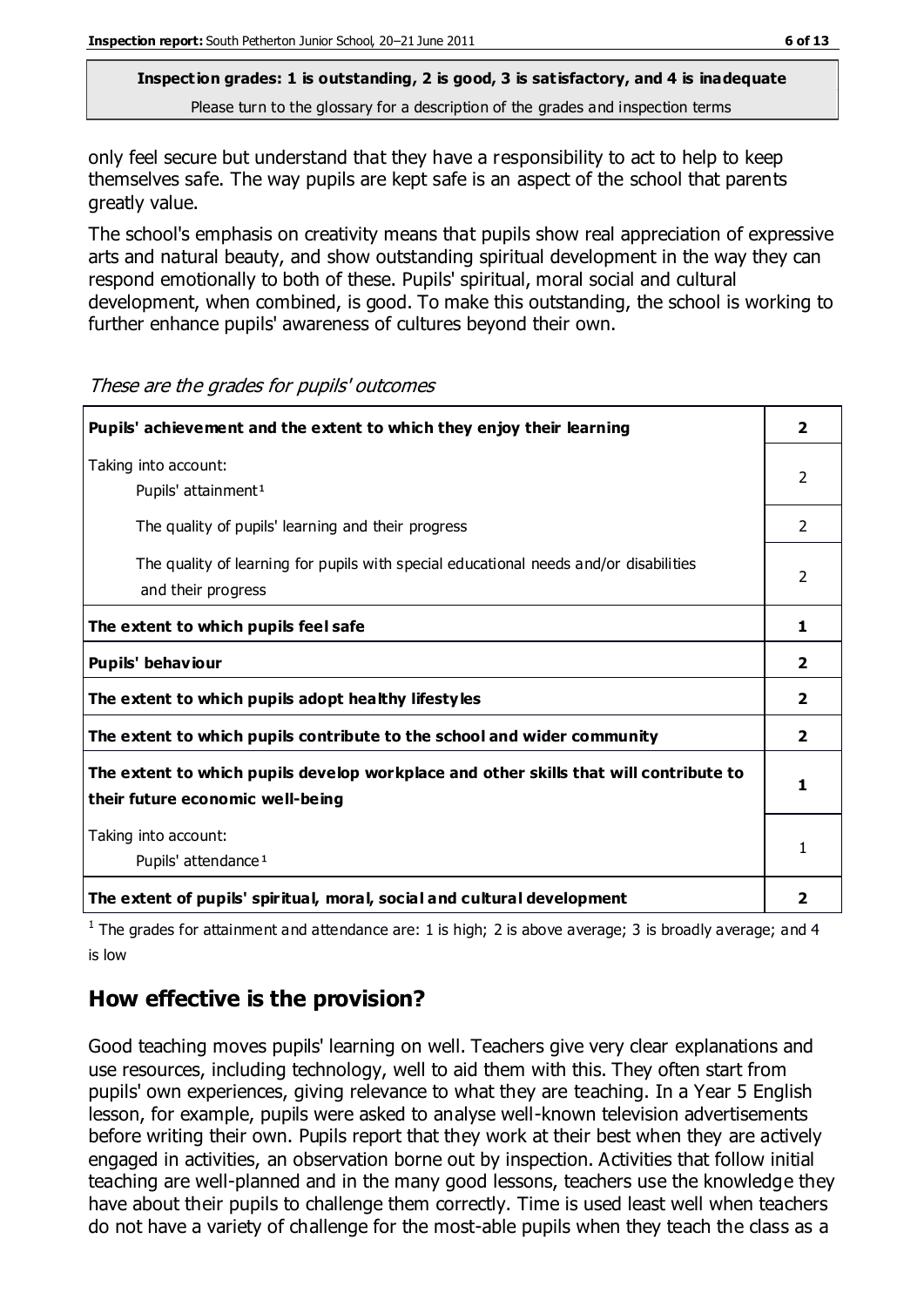**Inspection grades: 1 is outstanding, 2 is good, 3 is satisfactory, and 4 is inadequate**
Please turn to the glossary for a description of the grades and inspection terms

only feel secure but understand that they have a responsibility to act to help to keep themselves safe. The way pupils are kept safe is an aspect of the school that parents greatly value.

The school's emphasis on creativity means that pupils show real appreciation of expressive arts and natural beauty, and show outstanding spiritual development in the way they can respond emotionally to both of these. Pupils' spiritual, moral social and cultural development, when combined, is good. To make this outstanding, the school is working to further enhance pupils' awareness of cultures beyond their own.

*These are the grades for pupils' outcomes*

| | |
|---|---|
| **Pupils' achievement and the extent to which they enjoy their learning** | **2** |
| Taking into account: Pupils' attainment[1] | 2 |
| The quality of pupils' learning and their progress | 2 |
| The quality of learning for pupils with special educational needs and/or disabilities and their progress | 2 |
| **The extent to which pupils feel safe** | **1** |
| **Pupils' behaviour** | **2** |
| **The extent to which pupils adopt healthy lifestyles** | **2** |
| **The extent to which pupils contribute to the school and wider community** | **2** |
| **The extent to which pupils develop workplace and other skills that will contribute to their future economic well-being** | **1** |
| Taking into account: Pupils' attendance[1] | 1 |
| **The extent of pupils' spiritual, moral, social and cultural development** | **2** |

[1] The grades for attainment and attendance are: 1 is high; 2 is above average; 3 is broadly average; and 4 is low

## How effective is the provision?

Good teaching moves pupils' learning on well. Teachers give very clear explanations and use resources, including technology, well to aid them with this. They often start from pupils' own experiences, giving relevance to what they are teaching. In a Year 5 English lesson, for example, pupils were asked to analyse well-known television advertisements before writing their own. Pupils report that they work at their best when they are actively engaged in activities, an observation borne out by inspection. Activities that follow initial teaching are well-planned and in the many good lessons, teachers use the knowledge they have about their pupils to challenge them correctly. Time is used least well when teachers do not have a variety of challenge for the most-able pupils when they teach the class as a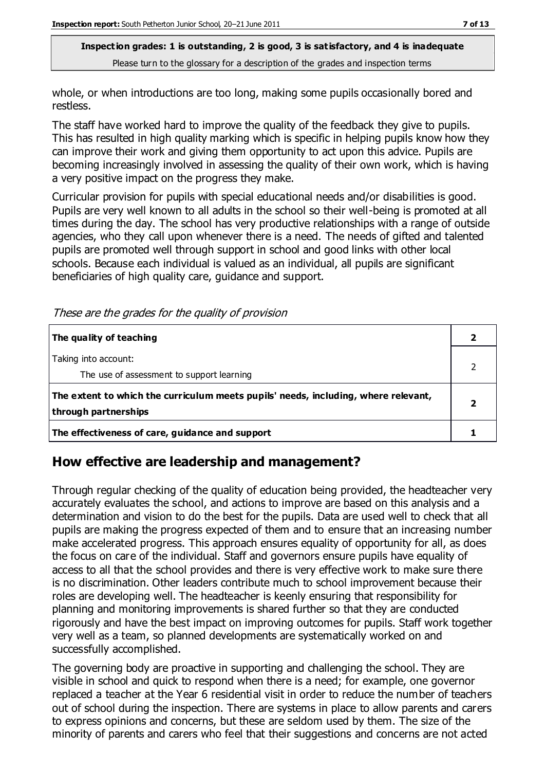whole, or when introductions are too long, making some pupils occasionally bored and restless.

The staff have worked hard to improve the quality of the feedback they give to pupils. This has resulted in high quality marking which is specific in helping pupils know how they can improve their work and giving them opportunity to act upon this advice. Pupils are becoming increasingly involved in assessing the quality of their own work, which is having a very positive impact on the progress they make.

Curricular provision for pupils with special educational needs and/or disabilities is good. Pupils are very well known to all adults in the school so their well-being is promoted at all times during the day. The school has very productive relationships with a range of outside agencies, who they call upon whenever there is a need. The needs of gifted and talented pupils are promoted well through support in school and good links with other local schools. Because each individual is valued as an individual, all pupils are significant beneficiaries of high quality care, guidance and support.

*These are the grades for the quality of provision*

| | |
|---|---|
| **The quality of teaching** | **2** |
| Taking into account:<br>The use of assessment to support learning | 2 |
| **The extent to which the curriculum meets pupils' needs, including, where relevant, through partnerships** | **2** |
| **The effectiveness of care, guidance and support** | **1** |

## How effective are leadership and management?

Through regular checking of the quality of education being provided, the headteacher very accurately evaluates the school, and actions to improve are based on this analysis and a determination and vision to do the best for the pupils. Data are used well to check that all pupils are making the progress expected of them and to ensure that an increasing number make accelerated progress. This approach ensures equality of opportunity for all, as does the focus on care of the individual. Staff and governors ensure pupils have equality of access to all that the school provides and there is very effective work to make sure there is no discrimination. Other leaders contribute much to school improvement because their roles are developing well. The headteacher is keenly ensuring that responsibility for planning and monitoring improvements is shared further so that they are conducted rigorously and have the best impact on improving outcomes for pupils. Staff work together very well as a team, so planned developments are systematically worked on and successfully accomplished.

The governing body are proactive in supporting and challenging the school. They are visible in school and quick to respond when there is a need; for example, one governor replaced a teacher at the Year 6 residential visit in order to reduce the number of teachers out of school during the inspection. There are systems in place to allow parents and carers to express opinions and concerns, but these are seldom used by them. The size of the minority of parents and carers who feel that their suggestions and concerns are not acted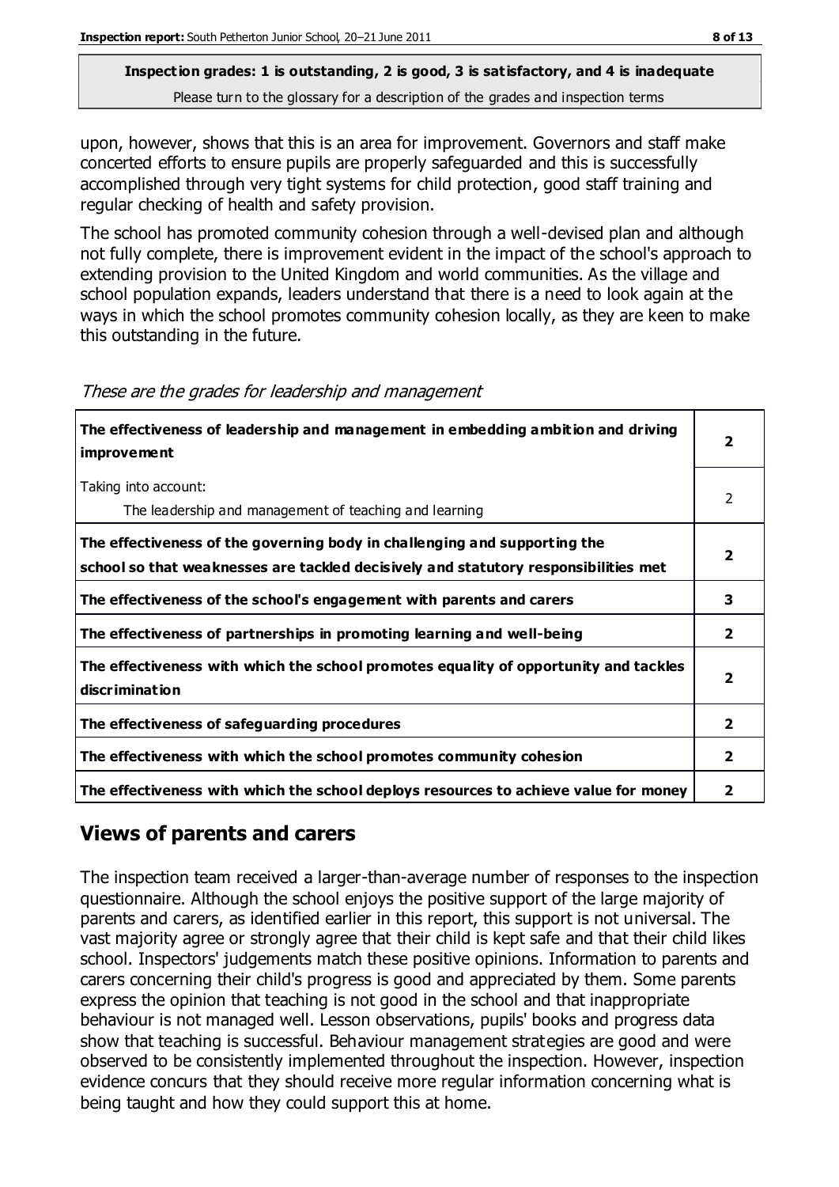**Inspection grades: 1 is outstanding, 2 is good, 3 is satisfactory, and 4 is inadequate**
Please turn to the glossary for a description of the grades and inspection terms

upon, however, shows that this is an area for improvement. Governors and staff make concerted efforts to ensure pupils are properly safeguarded and this is successfully accomplished through very tight systems for child protection, good staff training and regular checking of health and safety provision.

The school has promoted community cohesion through a well-devised plan and although not fully complete, there is improvement evident in the impact of the school's approach to extending provision to the United Kingdom and world communities. As the village and school population expands, leaders understand that there is a need to look again at the ways in which the school promotes community cohesion locally, as they are keen to make this outstanding in the future.

*These are the grades for leadership and management*

| | |
|---|---|
| **The effectiveness of leadership and management in embedding ambition and driving improvement** | **2** |
| Taking into account: The leadership and management of teaching and learning | 2 |
| **The effectiveness of the governing body in challenging and supporting the school so that weaknesses are tackled decisively and statutory responsibilities met** | **2** |
| **The effectiveness of the school's engagement with parents and carers** | **3** |
| **The effectiveness of partnerships in promoting learning and well-being** | **2** |
| **The effectiveness with which the school promotes equality of opportunity and tackles discrimination** | **2** |
| **The effectiveness of safeguarding procedures** | **2** |
| **The effectiveness with which the school promotes community cohesion** | **2** |
| **The effectiveness with which the school deploys resources to achieve value for money** | **2** |

## Views of parents and carers

The inspection team received a larger-than-average number of responses to the inspection questionnaire. Although the school enjoys the positive support of the large majority of parents and carers, as identified earlier in this report, this support is not universal. The vast majority agree or strongly agree that their child is kept safe and that their child likes school. Inspectors' judgements match these positive opinions. Information to parents and carers concerning their child's progress is good and appreciated by them. Some parents express the opinion that teaching is not good in the school and that inappropriate behaviour is not managed well. Lesson observations, pupils' books and progress data show that teaching is successful. Behaviour management strategies are good and were observed to be consistently implemented throughout the inspection. However, inspection evidence concurs that they should receive more regular information concerning what is being taught and how they could support this at home.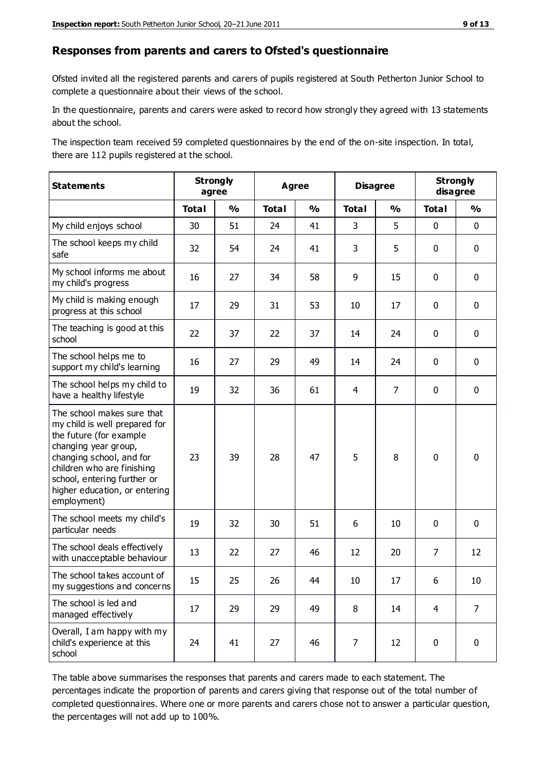## Responses from parents and carers to Ofsted's questionnaire

Ofsted invited all the registered parents and carers of pupils registered at South Petherton Junior School to complete a questionnaire about their views of the school.

In the questionnaire, parents and carers were asked to record how strongly they agreed with 13 statements about the school.

The inspection team received 59 completed questionnaires by the end of the on-site inspection. In total, there are 112 pupils registered at the school.

| Statements | Strongly agree | | Agree | | Disagree | | Strongly disagree | |
|---|---|---|---|---|---|---|---|---|
| | Total | % | Total | % | Total | % | Total | % |
| My child enjoys school | 30 | 51 | 24 | 41 | 3 | 5 | 0 | 0 |
| The school keeps my child safe | 32 | 54 | 24 | 41 | 3 | 5 | 0 | 0 |
| My school informs me about my child's progress | 16 | 27 | 34 | 58 | 9 | 15 | 0 | 0 |
| My child is making enough progress at this school | 17 | 29 | 31 | 53 | 10 | 17 | 0 | 0 |
| The teaching is good at this school | 22 | 37 | 22 | 37 | 14 | 24 | 0 | 0 |
| The school helps me to support my child's learning | 16 | 27 | 29 | 49 | 14 | 24 | 0 | 0 |
| The school helps my child to have a healthy lifestyle | 19 | 32 | 36 | 61 | 4 | 7 | 0 | 0 |
| The school makes sure that my child is well prepared for the future (for example changing year group, changing school, and for children who are finishing school, entering further or higher education, or entering employment) | 23 | 39 | 28 | 47 | 5 | 8 | 0 | 0 |
| The school meets my child's particular needs | 19 | 32 | 30 | 51 | 6 | 10 | 0 | 0 |
| The school deals effectively with unacceptable behaviour | 13 | 22 | 27 | 46 | 12 | 20 | 7 | 12 |
| The school takes account of my suggestions and concerns | 15 | 25 | 26 | 44 | 10 | 17 | 6 | 10 |
| The school is led and managed effectively | 17 | 29 | 29 | 49 | 8 | 14 | 4 | 7 |
| Overall, I am happy with my child's experience at this school | 24 | 41 | 27 | 46 | 7 | 12 | 0 | 0 |

The table above summarises the responses that parents and carers made to each statement. The percentages indicate the proportion of parents and carers giving that response out of the total number of completed questionnaires. Where one or more parents and carers chose not to answer a particular question, the percentages will not add up to 100%.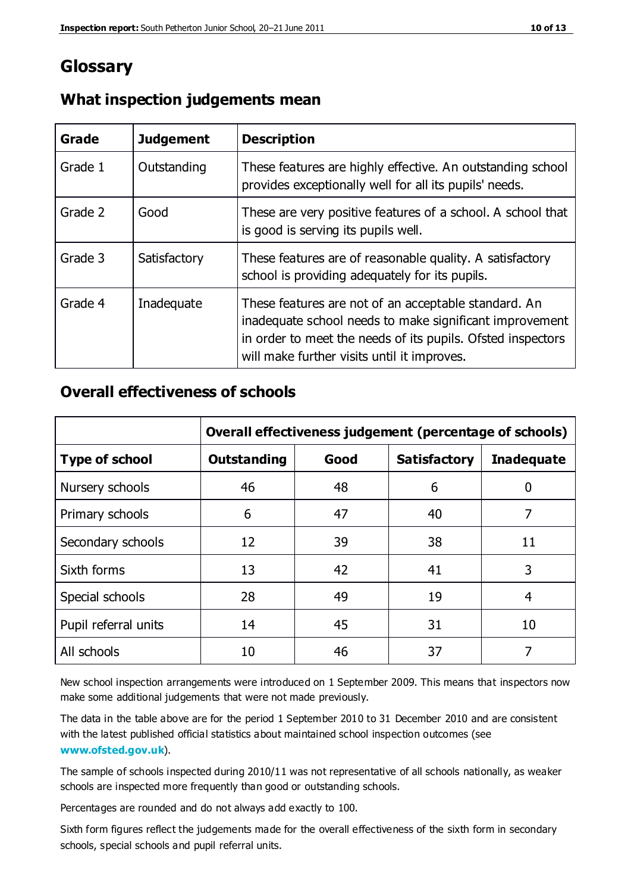# Glossary

## What inspection judgements mean

| Grade | Judgement | Description |
|---|---|---|
| Grade 1 | Outstanding | These features are highly effective. An outstanding school provides exceptionally well for all its pupils' needs. |
| Grade 2 | Good | These are very positive features of a school. A school that is good is serving its pupils well. |
| Grade 3 | Satisfactory | These features are of reasonable quality. A satisfactory school is providing adequately for its pupils. |
| Grade 4 | Inadequate | These features are not of an acceptable standard. An inadequate school needs to make significant improvement in order to meet the needs of its pupils. Ofsted inspectors will make further visits until it improves. |

## Overall effectiveness of schools

| | Overall effectiveness judgement (percentage of schools) | | | |
|---|---|---|---|---|
| **Type of school** | **Outstanding** | **Good** | **Satisfactory** | **Inadequate** |
| Nursery schools | 46 | 48 | 6 | 0 |
| Primary schools | 6 | 47 | 40 | 7 |
| Secondary schools | 12 | 39 | 38 | 11 |
| Sixth forms | 13 | 42 | 41 | 3 |
| Special schools | 28 | 49 | 19 | 4 |
| Pupil referral units | 14 | 45 | 31 | 10 |
| All schools | 10 | 46 | 37 | 7 |

New school inspection arrangements were introduced on 1 September 2009. This means that inspectors now make some additional judgements that were not made previously.

The data in the table above are for the period 1 September 2010 to 31 December 2010 and are consistent with the latest published official statistics about maintained school inspection outcomes (see **www.ofsted.gov.uk**).

The sample of schools inspected during 2010/11 was not representative of all schools nationally, as weaker schools are inspected more frequently than good or outstanding schools.

Percentages are rounded and do not always add exactly to 100.

Sixth form figures reflect the judgements made for the overall effectiveness of the sixth form in secondary schools, special schools and pupil referral units.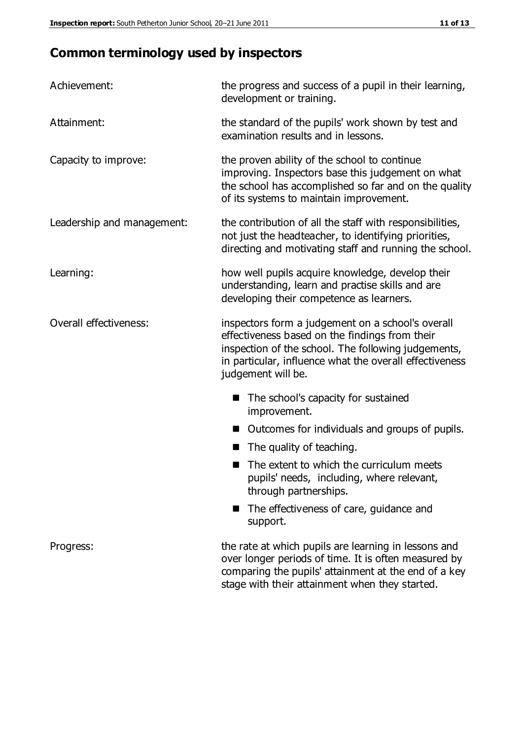## Common terminology used by inspectors

| | |
|---|---|
| Achievement: | the progress and success of a pupil in their learning, development or training. |
| Attainment: | the standard of the pupils' work shown by test and examination results and in lessons. |
| Capacity to improve: | the proven ability of the school to continue improving. Inspectors base this judgement on what the school has accomplished so far and on the quality of its systems to maintain improvement. |
| Leadership and management: | the contribution of all the staff with responsibilities, not just the headteacher, to identifying priorities, directing and motivating staff and running the school. |
| Learning: | how well pupils acquire knowledge, develop their understanding, learn and practise skills and are developing their competence as learners. |
| Overall effectiveness: | inspectors form a judgement on a school's overall effectiveness based on the findings from their inspection of the school. The following judgements, in particular, influence what the overall effectiveness judgement will be. |

- The school's capacity for sustained improvement.
- Outcomes for individuals and groups of pupils.
- The quality of teaching.
- The extent to which the curriculum meets pupils' needs, including, where relevant, through partnerships.
- The effectiveness of care, guidance and support.

| | |
|---|---|
| Progress: | the rate at which pupils are learning in lessons and over longer periods of time. It is often measured by comparing the pupils' attainment at the end of a key stage with their attainment when they started. |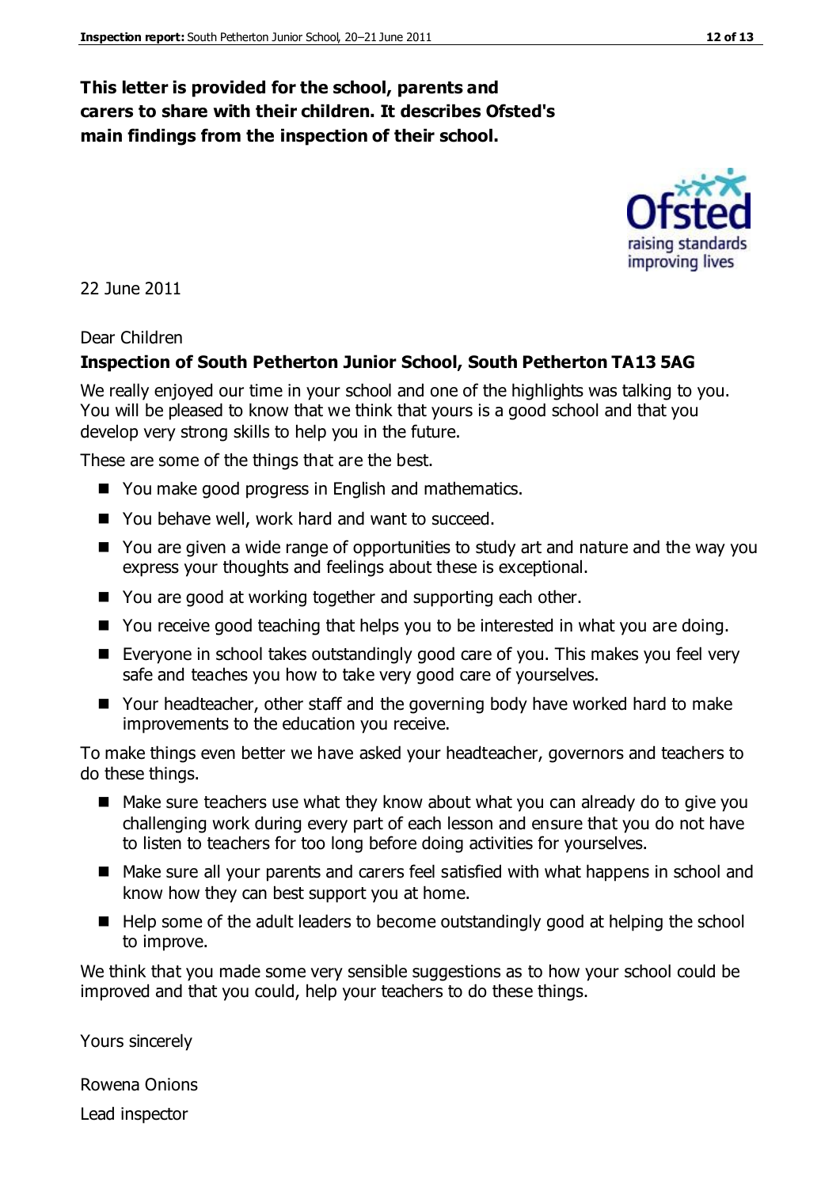**This letter is provided for the school, parents and carers to share with their children. It describes Ofsted's main findings from the inspection of their school.**

22 June 2011

Dear Children

**Inspection of South Petherton Junior School, South Petherton TA13 5AG**

We really enjoyed our time in your school and one of the highlights was talking to you. You will be pleased to know that we think that yours is a good school and that you develop very strong skills to help you in the future.

These are some of the things that are the best.

- You make good progress in English and mathematics.
- You behave well, work hard and want to succeed.
- You are given a wide range of opportunities to study art and nature and the way you express your thoughts and feelings about these is exceptional.
- You are good at working together and supporting each other.
- You receive good teaching that helps you to be interested in what you are doing.
- Everyone in school takes outstandingly good care of you. This makes you feel very safe and teaches you how to take very good care of yourselves.
- Your headteacher, other staff and the governing body have worked hard to make improvements to the education you receive.

To make things even better we have asked your headteacher, governors and teachers to do these things.

- Make sure teachers use what they know about what you can already do to give you challenging work during every part of each lesson and ensure that you do not have to listen to teachers for too long before doing activities for yourselves.
- Make sure all your parents and carers feel satisfied with what happens in school and know how they can best support you at home.
- Help some of the adult leaders to become outstandingly good at helping the school to improve.

We think that you made some very sensible suggestions as to how your school could be improved and that you could, help your teachers to do these things.

Yours sincerely

Rowena Onions

Lead inspector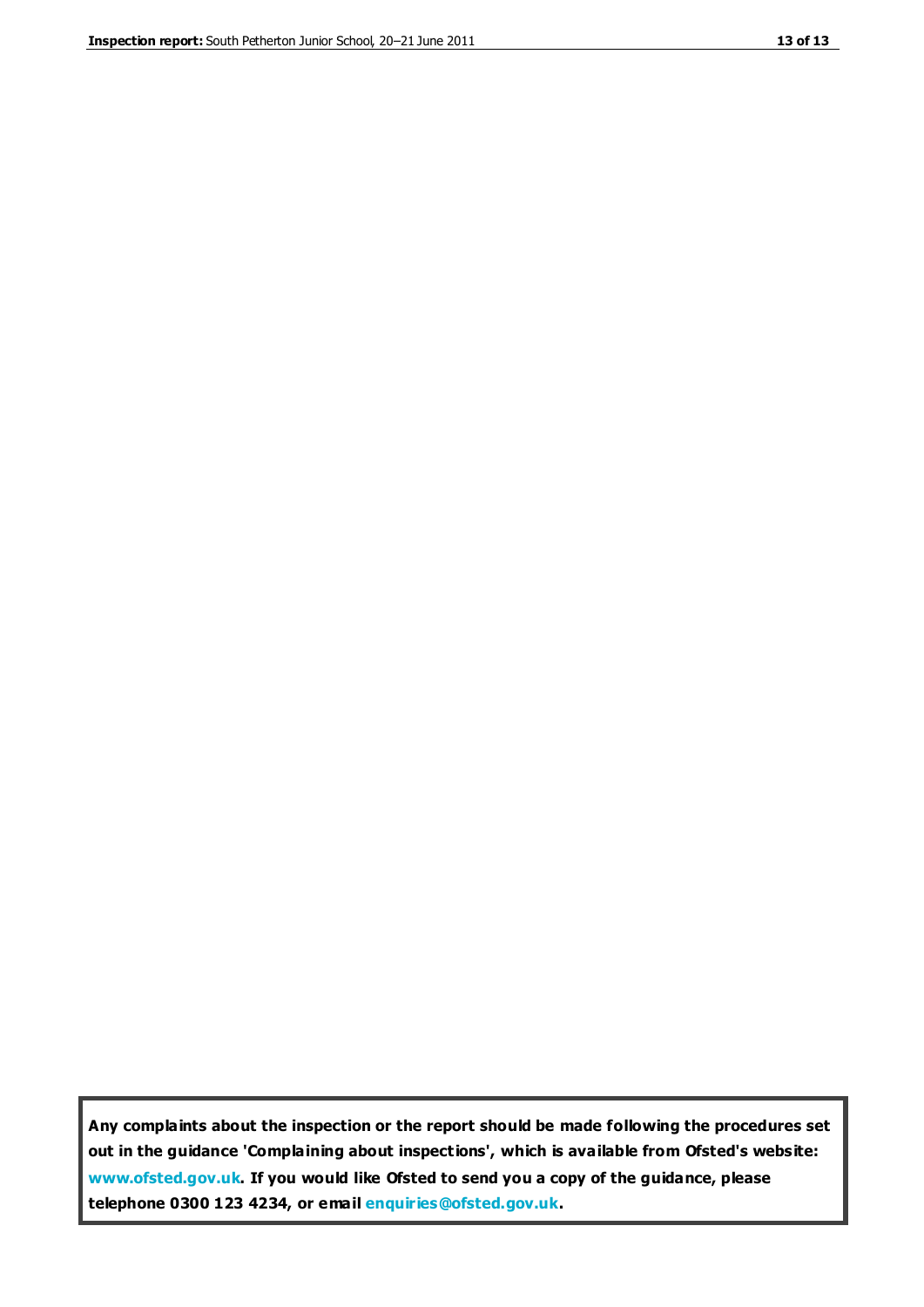**Any complaints about the inspection or the report should be made following the procedures set out in the guidance 'Complaining about inspections', which is available from Ofsted's website: www.ofsted.gov.uk. If you would like Ofsted to send you a copy of the guidance, please telephone 0300 123 4234, or email enquiries@ofsted.gov.uk.**